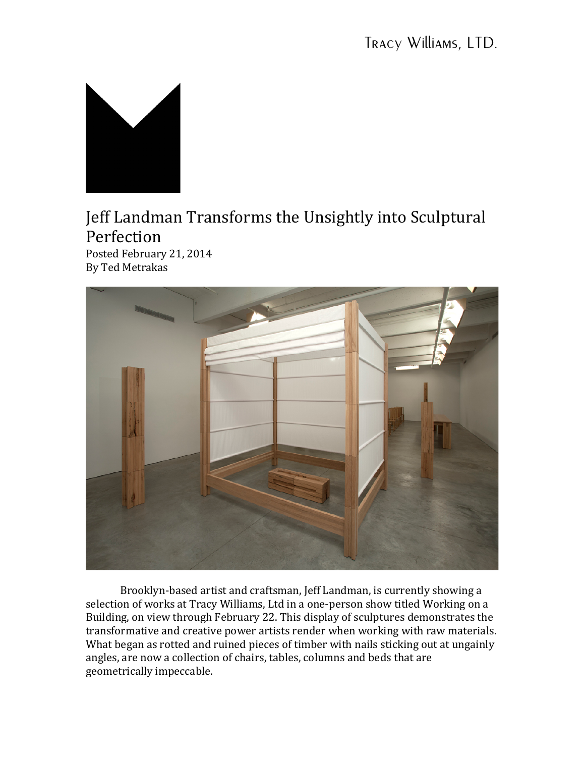Tracy Williams, LTD.

# Jeff Landman Transforms the Unsightly into Sculptural Perfection

Posted February 21, 2014
By Ted Metrakas

Brooklyn-based artist and craftsman, Jeff Landman, is currently showing a selection of works at Tracy Williams, Ltd in a one-person show titled Working on a Building, on view through February 22. This display of sculptures demonstrates the transformative and creative power artists render when working with raw materials. What began as rotted and ruined pieces of timber with nails sticking out at ungainly angles, are now a collection of chairs, tables, columns and beds that are geometrically impeccable.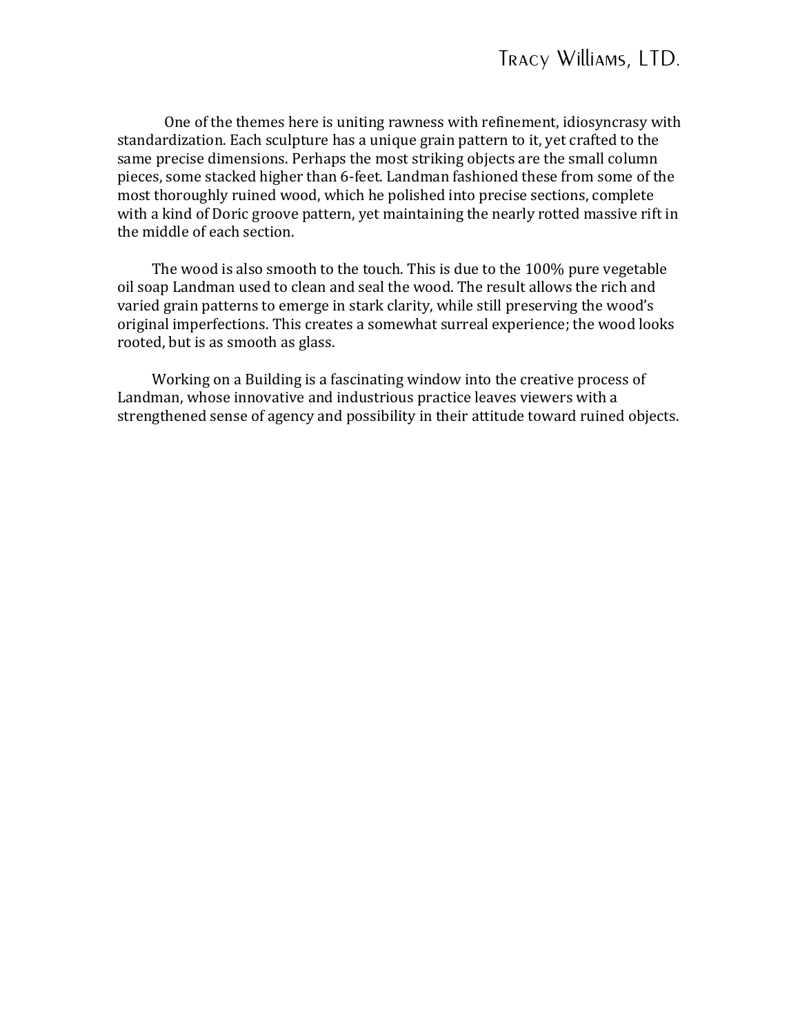One of the themes here is uniting rawness with refinement, idiosyncrasy with standardization. Each sculpture has a unique grain pattern to it, yet crafted to the same precise dimensions. Perhaps the most striking objects are the small column pieces, some stacked higher than 6-feet. Landman fashioned these from some of the most thoroughly ruined wood, which he polished into precise sections, complete with a kind of Doric groove pattern, yet maintaining the nearly rotted massive rift in the middle of each section.

The wood is also smooth to the touch. This is due to the 100% pure vegetable oil soap Landman used to clean and seal the wood. The result allows the rich and varied grain patterns to emerge in stark clarity, while still preserving the wood's original imperfections. This creates a somewhat surreal experience; the wood looks rooted, but is as smooth as glass.

Working on a Building is a fascinating window into the creative process of Landman, whose innovative and industrious practice leaves viewers with a strengthened sense of agency and possibility in their attitude toward ruined objects.